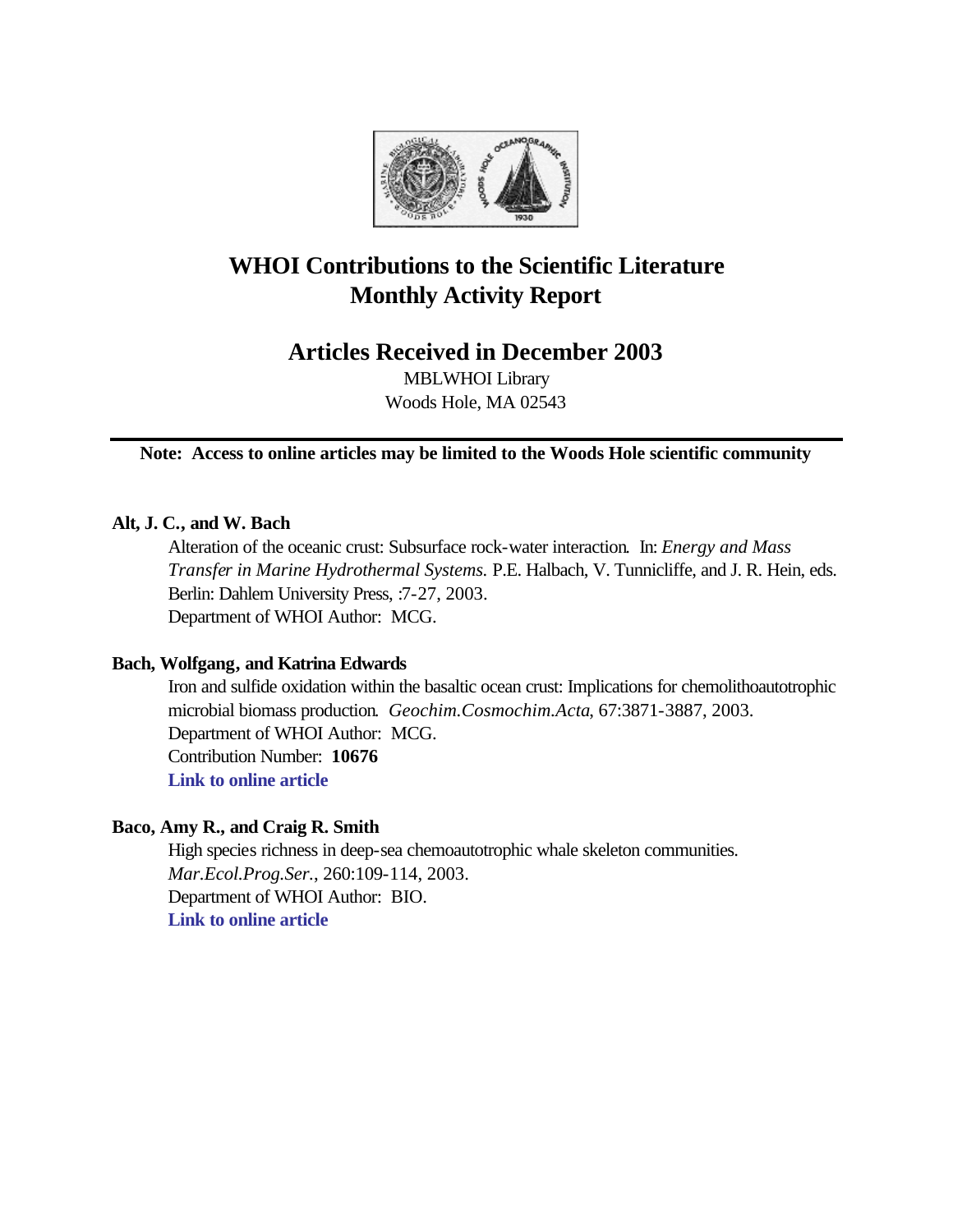# WHOI Contributions to the Scientific Literature
# Monthly Activity Report

## Articles Received in December 2003

MBLWHOI Library
Woods Hole, MA 02543

---

**Note: Access to online articles may be limited to the Woods Hole scientific community**

**Alt, J. C., and W. Bach**

Alteration of the oceanic crust: Subsurface rock-water interaction. In: *Energy and Mass Transfer in Marine Hydrothermal Systems.* P.E. Halbach, V. Tunnicliffe, and J. R. Hein, eds. Berlin: Dahlem University Press, :7-27, 2003.
Department of WHOI Author: MCG.

**Bach, Wolfgang, and Katrina Edwards**

Iron and sulfide oxidation within the basaltic ocean crust: Implications for chemolithoautotrophic microbial biomass production. *Geochim.Cosmochim.Acta*, 67:3871-3887, 2003.
Department of WHOI Author: MCG.
Contribution Number: **10676**
**Link to online article**

**Baco, Amy R., and Craig R. Smith**

High species richness in deep-sea chemoautotrophic whale skeleton communities. *Mar.Ecol.Prog.Ser.*, 260:109-114, 2003.
Department of WHOI Author: BIO.
**Link to online article**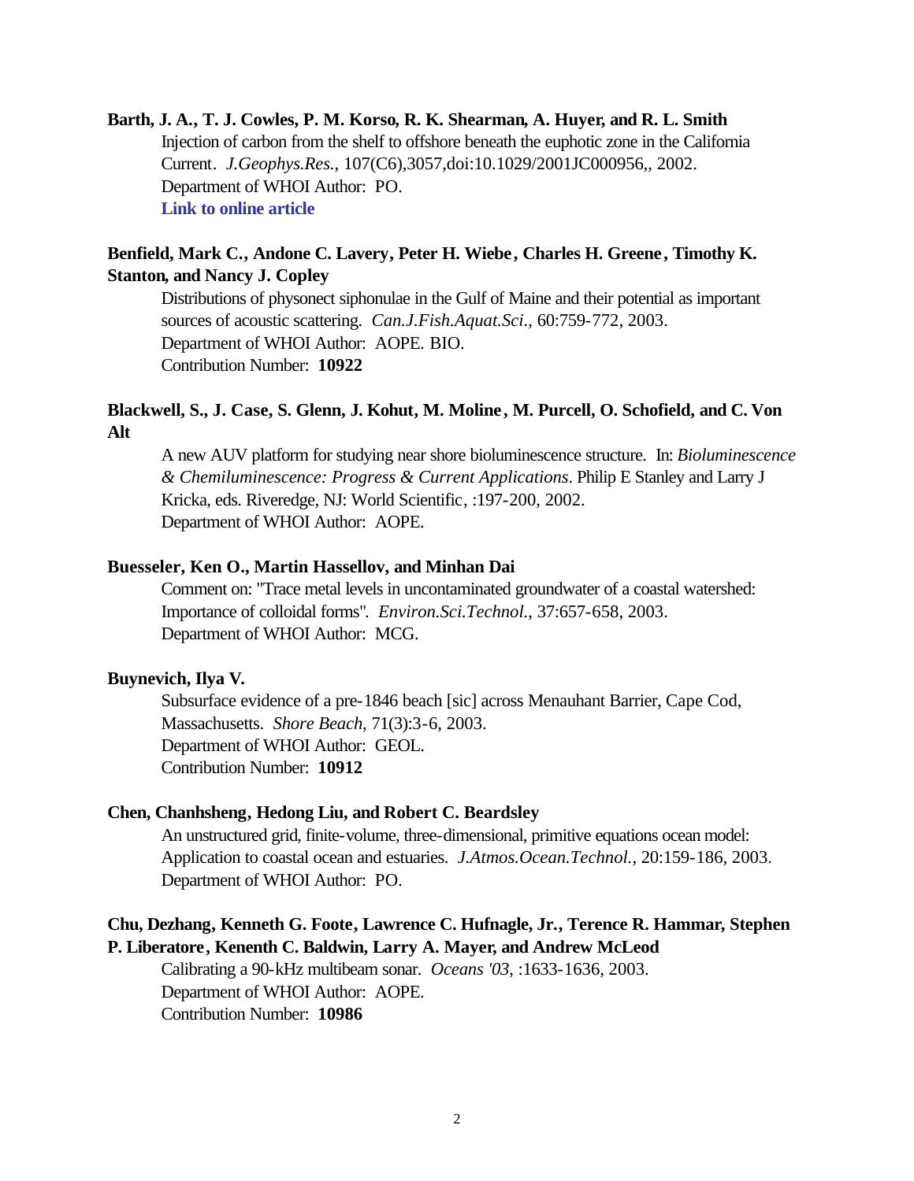**Barth, J. A., T. J. Cowles, P. M. Korso, R. K. Shearman, A. Huyer, and R. L. Smith**

Injection of carbon from the shelf to offshore beneath the euphotic zone in the California Current. *J.Geophys.Res.*, 107(C6),3057,doi:10.1029/2001JC000956,, 2002.
Department of WHOI Author: PO.
**Link to online article**

**Benfield, Mark C., Andone C. Lavery, Peter H. Wiebe, Charles H. Greene, Timothy K. Stanton, and Nancy J. Copley**

Distributions of physonect siphonulae in the Gulf of Maine and their potential as important sources of acoustic scattering. *Can.J.Fish.Aquat.Sci.*, 60:759-772, 2003.
Department of WHOI Author: AOPE. BIO.
Contribution Number: **10922**

**Blackwell, S., J. Case, S. Glenn, J. Kohut, M. Moline, M. Purcell, O. Schofield, and C. Von Alt**

A new AUV platform for studying near shore bioluminescence structure. In: *Bioluminescence & Chemiluminescence: Progress & Current Applications*. Philip E Stanley and Larry J Kricka, eds. Riveredge, NJ: World Scientific, :197-200, 2002.
Department of WHOI Author: AOPE.

**Buesseler, Ken O., Martin Hassellov, and Minhan Dai**

Comment on: "Trace metal levels in uncontaminated groundwater of a coastal watershed: Importance of colloidal forms". *Environ.Sci.Technol.*, 37:657-658, 2003.
Department of WHOI Author: MCG.

**Buynevich, Ilya V.**

Subsurface evidence of a pre-1846 beach [sic] across Menauhant Barrier, Cape Cod, Massachusetts. *Shore Beach*, 71(3):3-6, 2003.
Department of WHOI Author: GEOL.
Contribution Number: **10912**

**Chen, Chanhsheng, Hedong Liu, and Robert C. Beardsley**

An unstructured grid, finite-volume, three-dimensional, primitive equations ocean model: Application to coastal ocean and estuaries. *J.Atmos.Ocean.Technol.*, 20:159-186, 2003.
Department of WHOI Author: PO.

**Chu, Dezhang, Kenneth G. Foote, Lawrence C. Hufnagle, Jr., Terence R. Hammar, Stephen P. Liberatore, Kenenth C. Baldwin, Larry A. Mayer, and Andrew McLeod**

Calibrating a 90-kHz multibeam sonar. *Oceans '03*, :1633-1636, 2003.
Department of WHOI Author: AOPE.
Contribution Number: **10986**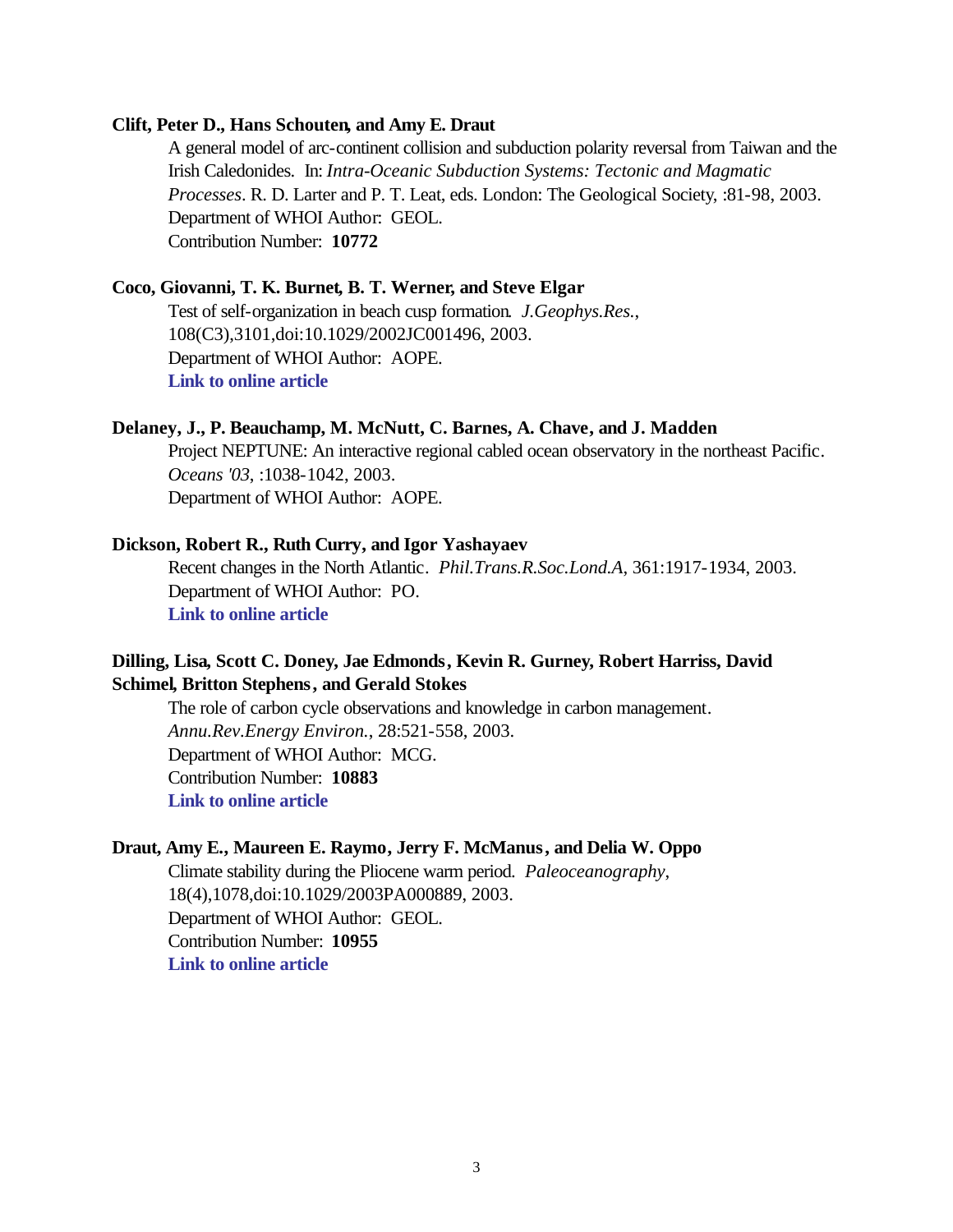**Clift, Peter D., Hans Schouten, and Amy E. Draut**

A general model of arc-continent collision and subduction polarity reversal from Taiwan and the Irish Caledonides. In: *Intra-Oceanic Subduction Systems: Tectonic and Magmatic Processes*. R. D. Larter and P. T. Leat, eds. London: The Geological Society, :81-98, 2003.
Department of WHOI Author: GEOL.
Contribution Number: **10772**

**Coco, Giovanni, T. K. Burnet, B. T. Werner, and Steve Elgar**

Test of self-organization in beach cusp formation. *J.Geophys.Res.*, 108(C3),3101,doi:10.1029/2002JC001496, 2003.
Department of WHOI Author: AOPE.
**Link to online article**

**Delaney, J., P. Beauchamp, M. McNutt, C. Barnes, A. Chave, and J. Madden**

Project NEPTUNE: An interactive regional cabled ocean observatory in the northeast Pacific. *Oceans '03*, :1038-1042, 2003.
Department of WHOI Author: AOPE.

**Dickson, Robert R., Ruth Curry, and Igor Yashayaev**

Recent changes in the North Atlantic. *Phil.Trans.R.Soc.Lond.A*, 361:1917-1934, 2003.
Department of WHOI Author: PO.
**Link to online article**

**Dilling, Lisa, Scott C. Doney, Jae Edmonds, Kevin R. Gurney, Robert Harriss, David Schimel, Britton Stephens, and Gerald Stokes**

The role of carbon cycle observations and knowledge in carbon management. *Annu.Rev.Energy Environ.*, 28:521-558, 2003.
Department of WHOI Author: MCG.
Contribution Number: **10883**
**Link to online article**

**Draut, Amy E., Maureen E. Raymo, Jerry F. McManus, and Delia W. Oppo**

Climate stability during the Pliocene warm period. *Paleoceanography*, 18(4),1078,doi:10.1029/2003PA000889, 2003.
Department of WHOI Author: GEOL.
Contribution Number: **10955**
**Link to online article**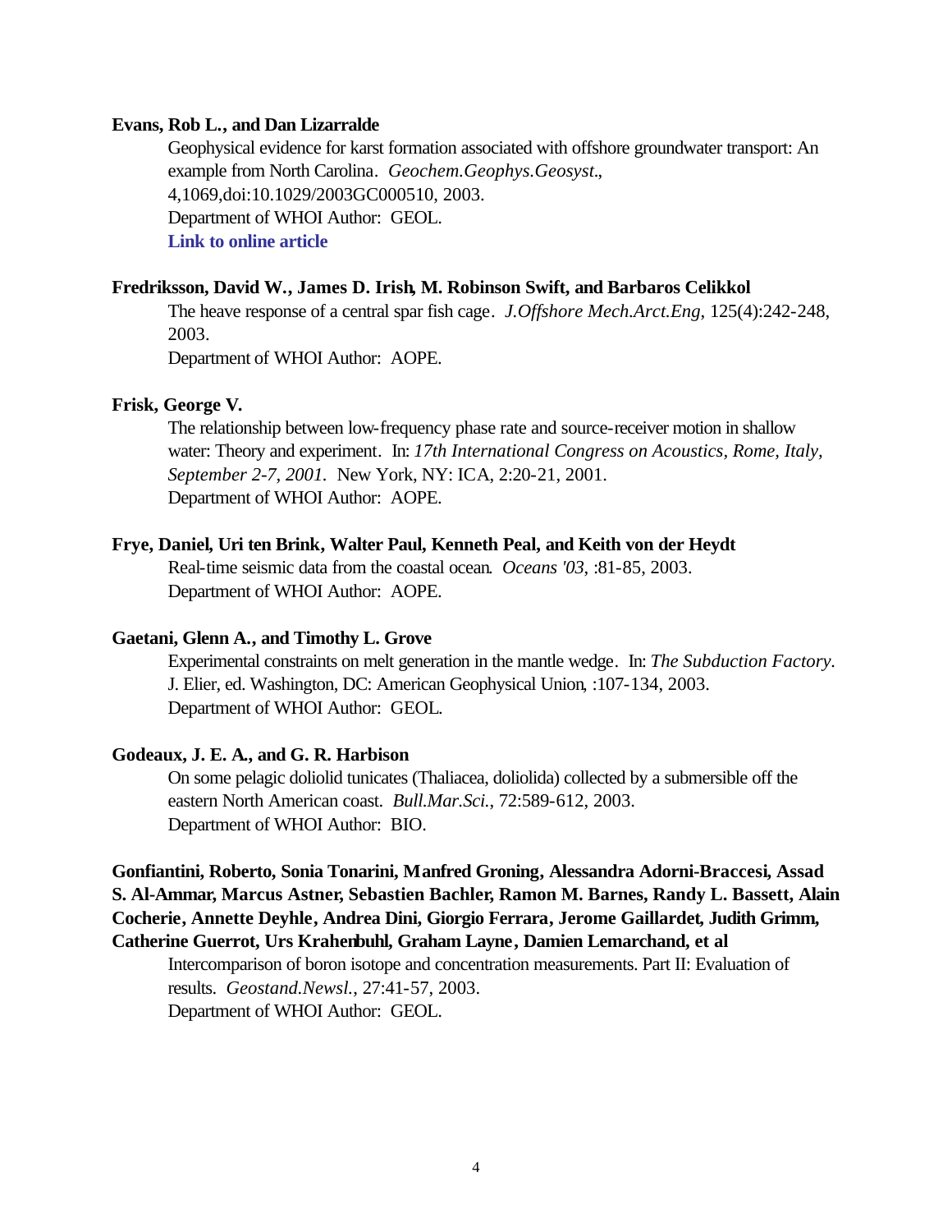**Evans, Rob L., and Dan Lizarralde**

Geophysical evidence for karst formation associated with offshore groundwater transport: An example from North Carolina. *Geochem.Geophys.Geosyst.*, 4,1069,doi:10.1029/2003GC000510, 2003.
Department of WHOI Author: GEOL.
**Link to online article**

**Fredriksson, David W., James D. Irish, M. Robinson Swift, and Barbaros Celikkol**

The heave response of a central spar fish cage. *J.Offshore Mech.Arct.Eng*, 125(4):242-248, 2003.
Department of WHOI Author: AOPE.

**Frisk, George V.**

The relationship between low-frequency phase rate and source-receiver motion in shallow water: Theory and experiment. In: *17th International Congress on Acoustics, Rome, Italy, September 2-7, 2001.* New York, NY: ICA, 2:20-21, 2001.
Department of WHOI Author: AOPE.

**Frye, Daniel, Uri ten Brink, Walter Paul, Kenneth Peal, and Keith von der Heydt**

Real-time seismic data from the coastal ocean. *Oceans '03*, :81-85, 2003.
Department of WHOI Author: AOPE.

**Gaetani, Glenn A., and Timothy L. Grove**

Experimental constraints on melt generation in the mantle wedge. In: *The Subduction Factory*. J. Elier, ed. Washington, DC: American Geophysical Union, :107-134, 2003.
Department of WHOI Author: GEOL.

**Godeaux, J. E. A., and G. R. Harbison**

On some pelagic doliolid tunicates (Thaliacea, doliolida) collected by a submersible off the eastern North American coast. *Bull.Mar.Sci.*, 72:589-612, 2003.
Department of WHOI Author: BIO.

**Gonfiantini, Roberto, Sonia Tonarini, Manfred Groning, Alessandra Adorni-Braccesi, Assad S. Al-Ammar, Marcus Astner, Sebastien Bachler, Ramon M. Barnes, Randy L. Bassett, Alain Cocherie, Annette Deyhle, Andrea Dini, Giorgio Ferrara, Jerome Gaillardet, Judith Grimm, Catherine Guerrot, Urs Krahenbuhl, Graham Layne, Damien Lemarchand, et al**

Intercomparison of boron isotope and concentration measurements. Part II: Evaluation of results. *Geostand.Newsl.*, 27:41-57, 2003.
Department of WHOI Author: GEOL.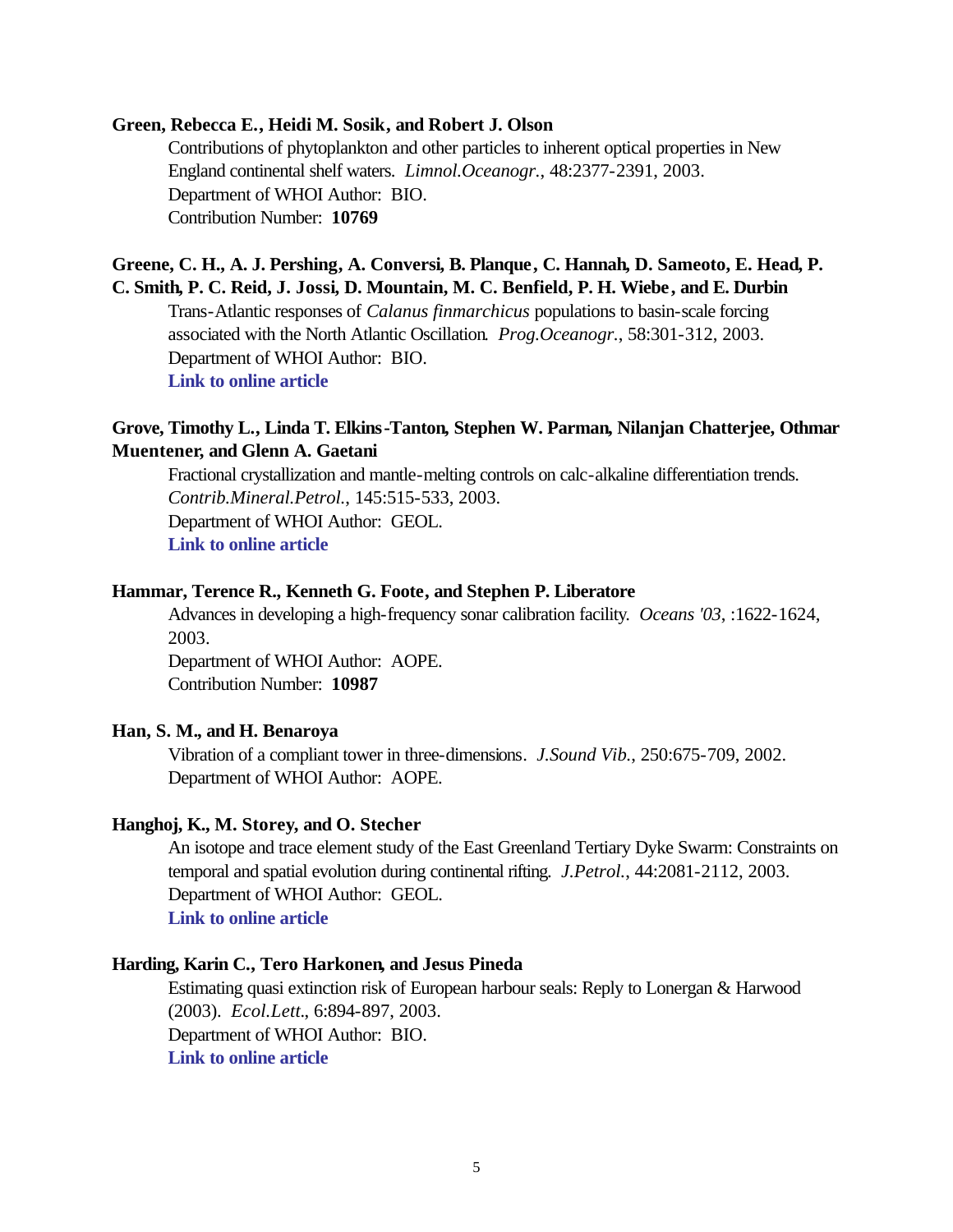**Green, Rebecca E., Heidi M. Sosik, and Robert J. Olson**

Contributions of phytoplankton and other particles to inherent optical properties in New England continental shelf waters. *Limnol.Oceanogr.*, 48:2377-2391, 2003.
Department of WHOI Author: BIO.
Contribution Number: **10769**

**Greene, C. H., A. J. Pershing, A. Conversi, B. Planque, C. Hannah, D. Sameoto, E. Head, P. C. Smith, P. C. Reid, J. Jossi, D. Mountain, M. C. Benfield, P. H. Wiebe, and E. Durbin**

Trans-Atlantic responses of *Calanus finmarchicus* populations to basin-scale forcing associated with the North Atlantic Oscillation. *Prog.Oceanogr.*, 58:301-312, 2003.
Department of WHOI Author: BIO.
**Link to online article**

**Grove, Timothy L., Linda T. Elkins-Tanton, Stephen W. Parman, Nilanjan Chatterjee, Othmar Muentener, and Glenn A. Gaetani**

Fractional crystallization and mantle-melting controls on calc-alkaline differentiation trends. *Contrib.Mineral.Petrol.*, 145:515-533, 2003.
Department of WHOI Author: GEOL.
**Link to online article**

**Hammar, Terence R., Kenneth G. Foote, and Stephen P. Liberatore**

Advances in developing a high-frequency sonar calibration facility. *Oceans '03*, :1622-1624, 2003.
Department of WHOI Author: AOPE.
Contribution Number: **10987**

**Han, S. M., and H. Benaroya**

Vibration of a compliant tower in three-dimensions. *J.Sound Vib.*, 250:675-709, 2002.
Department of WHOI Author: AOPE.

**Hanghoj, K., M. Storey, and O. Stecher**

An isotope and trace element study of the East Greenland Tertiary Dyke Swarm: Constraints on temporal and spatial evolution during continental rifting. *J.Petrol.*, 44:2081-2112, 2003.
Department of WHOI Author: GEOL.
**Link to online article**

**Harding, Karin C., Tero Harkonen, and Jesus Pineda**

Estimating quasi extinction risk of European harbour seals: Reply to Lonergan & Harwood (2003). *Ecol.Lett.*, 6:894-897, 2003.
Department of WHOI Author: BIO.
**Link to online article**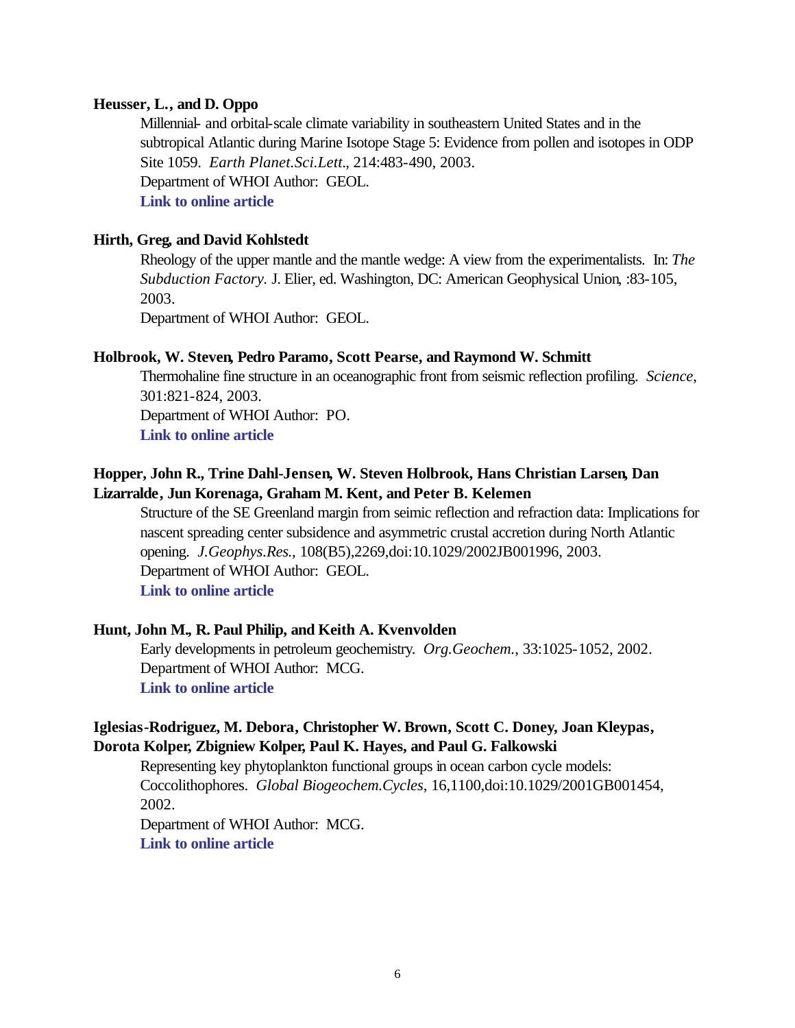**Heusser, L., and D. Oppo**

Millennial- and orbital-scale climate variability in southeastern United States and in the subtropical Atlantic during Marine Isotope Stage 5: Evidence from pollen and isotopes in ODP Site 1059. *Earth Planet.Sci.Lett.*, 214:483-490, 2003.
Department of WHOI Author: GEOL.
**Link to online article**

**Hirth, Greg, and David Kohlstedt**

Rheology of the upper mantle and the mantle wedge: A view from the experimentalists. In: *The Subduction Factory*. J. Elier, ed. Washington, DC: American Geophysical Union, :83-105, 2003.
Department of WHOI Author: GEOL.

**Holbrook, W. Steven, Pedro Paramo, Scott Pearse, and Raymond W. Schmitt**

Thermohaline fine structure in an oceanographic front from seismic reflection profiling. *Science*, 301:821-824, 2003.
Department of WHOI Author: PO.
**Link to online article**

**Hopper, John R., Trine Dahl-Jensen, W. Steven Holbrook, Hans Christian Larsen, Dan Lizarralde, Jun Korenaga, Graham M. Kent, and Peter B. Kelemen**

Structure of the SE Greenland margin from seimic reflection and refraction data: Implications for nascent spreading center subsidence and asymmetric crustal accretion during North Atlantic opening. *J.Geophys.Res.*, 108(B5),2269,doi:10.1029/2002JB001996, 2003.
Department of WHOI Author: GEOL.
**Link to online article**

**Hunt, John M., R. Paul Philip, and Keith A. Kvenvolden**

Early developments in petroleum geochemistry. *Org.Geochem.*, 33:1025-1052, 2002.
Department of WHOI Author: MCG.
**Link to online article**

**Iglesias-Rodriguez, M. Debora, Christopher W. Brown, Scott C. Doney, Joan Kleypas, Dorota Kolper, Zbigniew Kolper, Paul K. Hayes, and Paul G. Falkowski**

Representing key phytoplankton functional groups in ocean carbon cycle models: Coccolithophores. *Global Biogeochem.Cycles*, 16,1100,doi:10.1029/2001GB001454, 2002.
Department of WHOI Author: MCG.
**Link to online article**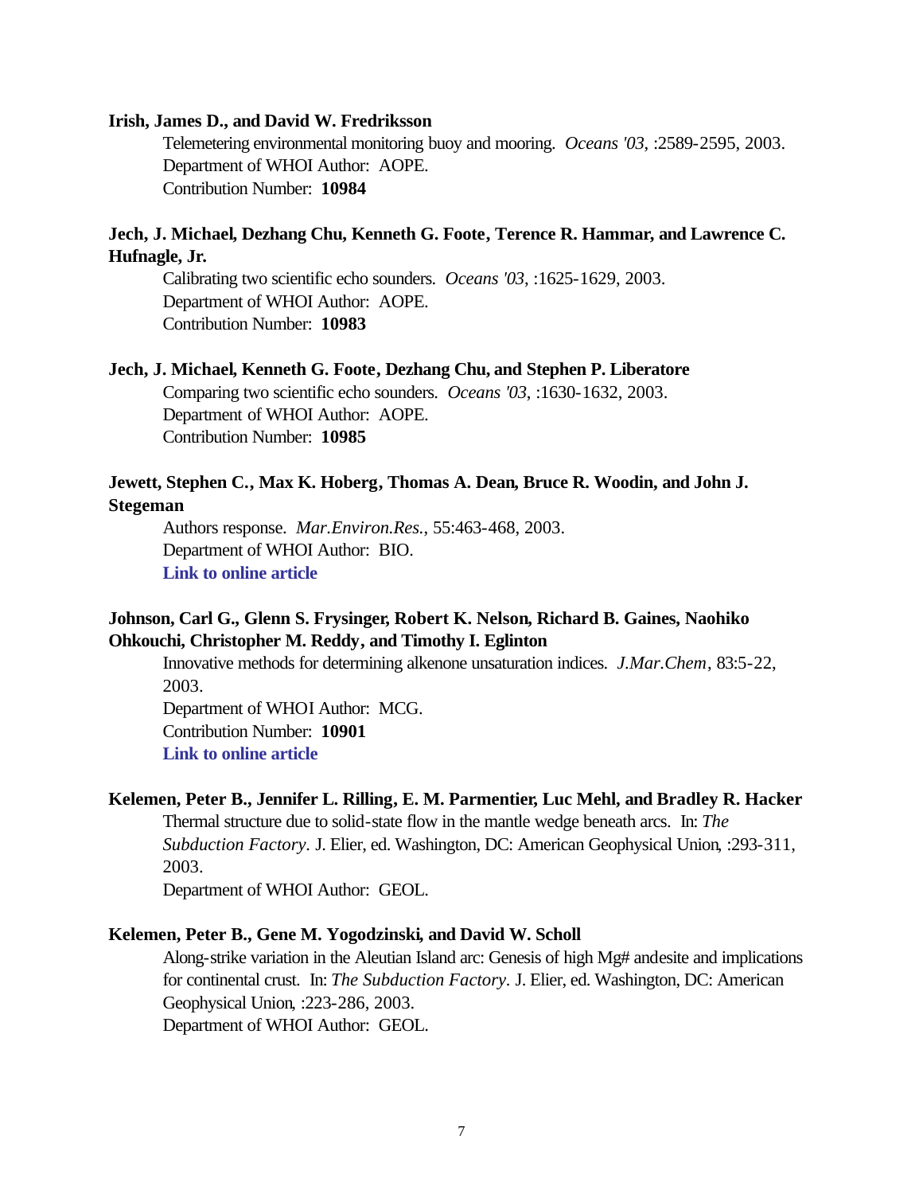**Irish, James D., and David W. Fredriksson**

Telemetering environmental monitoring buoy and mooring. *Oceans '03*, :2589-2595, 2003.
Department of WHOI Author: AOPE.
Contribution Number: **10984**

**Jech, J. Michael, Dezhang Chu, Kenneth G. Foote, Terence R. Hammar, and Lawrence C. Hufnagle, Jr.**

Calibrating two scientific echo sounders. *Oceans '03*, :1625-1629, 2003.
Department of WHOI Author: AOPE.
Contribution Number: **10983**

**Jech, J. Michael, Kenneth G. Foote, Dezhang Chu, and Stephen P. Liberatore**

Comparing two scientific echo sounders. *Oceans '03*, :1630-1632, 2003.
Department of WHOI Author: AOPE.
Contribution Number: **10985**

**Jewett, Stephen C., Max K. Hoberg, Thomas A. Dean, Bruce R. Woodin, and John J. Stegeman**

Authors response. *Mar.Environ.Res.*, 55:463-468, 2003.
Department of WHOI Author: BIO.
**Link to online article**

**Johnson, Carl G., Glenn S. Frysinger, Robert K. Nelson, Richard B. Gaines, Naohiko Ohkouchi, Christopher M. Reddy, and Timothy I. Eglinton**

Innovative methods for determining alkenone unsaturation indices. *J.Mar.Chem*, 83:5-22, 2003.
Department of WHOI Author: MCG.
Contribution Number: **10901**
**Link to online article**

**Kelemen, Peter B., Jennifer L. Rilling, E. M. Parmentier, Luc Mehl, and Bradley R. Hacker**

Thermal structure due to solid-state flow in the mantle wedge beneath arcs. In: *The Subduction Factory*. J. Elier, ed. Washington, DC: American Geophysical Union, :293-311, 2003.
Department of WHOI Author: GEOL.

**Kelemen, Peter B., Gene M. Yogodzinski, and David W. Scholl**

Along-strike variation in the Aleutian Island arc: Genesis of high Mg# andesite and implications for continental crust. In: *The Subduction Factory*. J. Elier, ed. Washington, DC: American Geophysical Union, :223-286, 2003.
Department of WHOI Author: GEOL.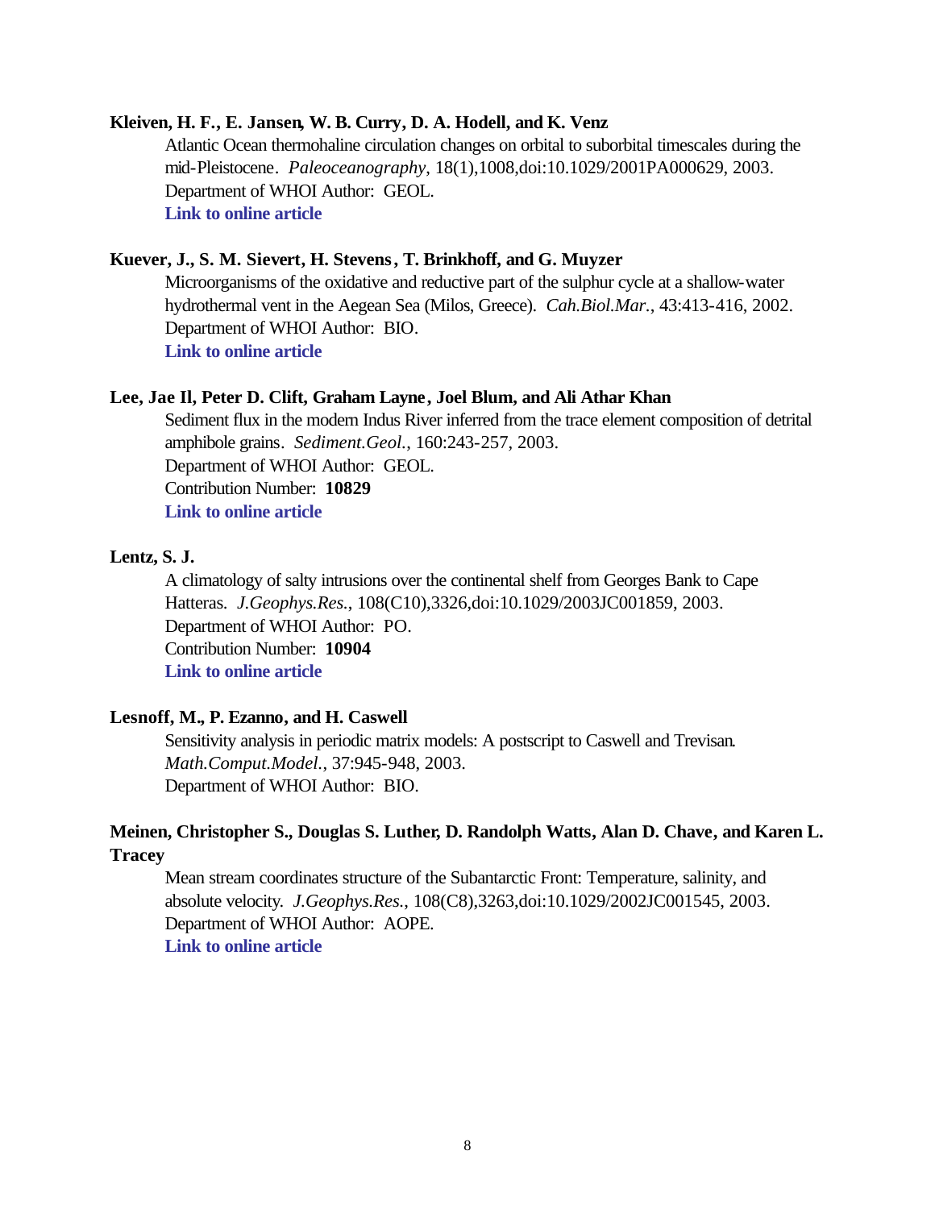**Kleiven, H. F., E. Jansen, W. B. Curry, D. A. Hodell, and K. Venz**

Atlantic Ocean thermohaline circulation changes on orbital to suborbital timescales during the mid-Pleistocene. *Paleoceanography*, 18(1),1008,doi:10.1029/2001PA000629, 2003.
Department of WHOI Author: GEOL.
**Link to online article**

**Kuever, J., S. M. Sievert, H. Stevens, T. Brinkhoff, and G. Muyzer**

Microorganisms of the oxidative and reductive part of the sulphur cycle at a shallow-water hydrothermal vent in the Aegean Sea (Milos, Greece). *Cah.Biol.Mar.*, 43:413-416, 2002.
Department of WHOI Author: BIO.
**Link to online article**

**Lee, Jae Il, Peter D. Clift, Graham Layne, Joel Blum, and Ali Athar Khan**

Sediment flux in the modern Indus River inferred from the trace element composition of detrital amphibole grains. *Sediment.Geol.*, 160:243-257, 2003.
Department of WHOI Author: GEOL.
Contribution Number: **10829**
**Link to online article**

**Lentz, S. J.**

A climatology of salty intrusions over the continental shelf from Georges Bank to Cape Hatteras. *J.Geophys.Res.*, 108(C10),3326,doi:10.1029/2003JC001859, 2003.
Department of WHOI Author: PO.
Contribution Number: **10904**
**Link to online article**

**Lesnoff, M., P. Ezanno, and H. Caswell**

Sensitivity analysis in periodic matrix models: A postscript to Caswell and Trevisan. *Math.Comput.Model.*, 37:945-948, 2003.
Department of WHOI Author: BIO.

**Meinen, Christopher S., Douglas S. Luther, D. Randolph Watts, Alan D. Chave, and Karen L. Tracey**

Mean stream coordinates structure of the Subantarctic Front: Temperature, salinity, and absolute velocity. *J.Geophys.Res.*, 108(C8),3263,doi:10.1029/2002JC001545, 2003.
Department of WHOI Author: AOPE.
**Link to online article**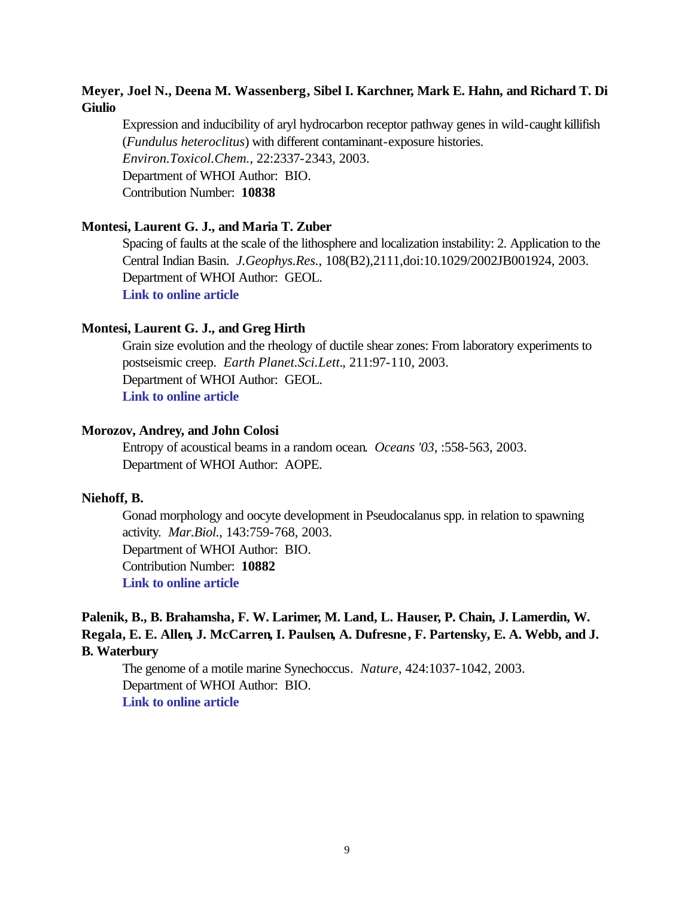**Meyer, Joel N., Deena M. Wassenberg, Sibel I. Karchner, Mark E. Hahn, and Richard T. Di Giulio**

Expression and inducibility of aryl hydrocarbon receptor pathway genes in wild-caught killifish (*Fundulus heteroclitus*) with different contaminant-exposure histories.
*Environ.Toxicol.Chem.*, 22:2337-2343, 2003.
Department of WHOI Author: BIO.
Contribution Number: **10838**

**Montesi, Laurent G. J., and Maria T. Zuber**

Spacing of faults at the scale of the lithosphere and localization instability: 2. Application to the Central Indian Basin. *J.Geophys.Res.*, 108(B2),2111,doi:10.1029/2002JB001924, 2003.
Department of WHOI Author: GEOL.
**Link to online article**

**Montesi, Laurent G. J., and Greg Hirth**

Grain size evolution and the rheology of ductile shear zones: From laboratory experiments to postseismic creep. *Earth Planet.Sci.Lett.*, 211:97-110, 2003.
Department of WHOI Author: GEOL.
**Link to online article**

**Morozov, Andrey, and John Colosi**

Entropy of acoustical beams in a random ocean. *Oceans '03*, :558-563, 2003.
Department of WHOI Author: AOPE.

**Niehoff, B.**

Gonad morphology and oocyte development in Pseudocalanus spp. in relation to spawning activity. *Mar.Biol.*, 143:759-768, 2003.
Department of WHOI Author: BIO.
Contribution Number: **10882**
**Link to online article**

**Palenik, B., B. Brahamsha, F. W. Larimer, M. Land, L. Hauser, P. Chain, J. Lamerdin, W. Regala, E. E. Allen, J. McCarren, I. Paulsen, A. Dufresne, F. Partensky, E. A. Webb, and J. B. Waterbury**

The genome of a motile marine Synechoccus. *Nature*, 424:1037-1042, 2003.
Department of WHOI Author: BIO.
**Link to online article**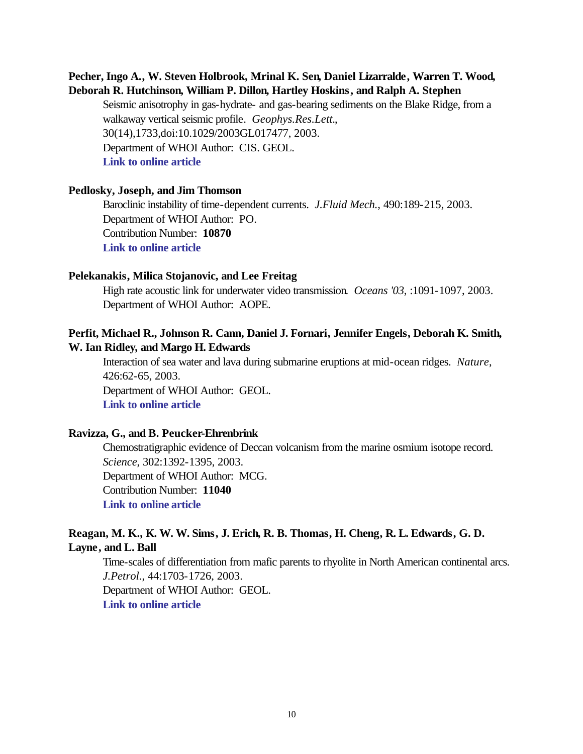**Pecher, Ingo A., W. Steven Holbrook, Mrinal K. Sen, Daniel Lizarralde, Warren T. Wood, Deborah R. Hutchinson, William P. Dillon, Hartley Hoskins, and Ralph A. Stephen**

Seismic anisotrophy in gas-hydrate- and gas-bearing sediments on the Blake Ridge, from a walkaway vertical seismic profile. *Geophys.Res.Lett.*, 30(14),1733,doi:10.1029/2003GL017477, 2003.
Department of WHOI Author: CIS. GEOL.
**Link to online article**

**Pedlosky, Joseph, and Jim Thomson**

Baroclinic instability of time-dependent currents. *J.Fluid Mech.*, 490:189-215, 2003.
Department of WHOI Author: PO.
Contribution Number: **10870**
**Link to online article**

**Pelekanakis, Milica Stojanovic, and Lee Freitag**

High rate acoustic link for underwater video transmission. *Oceans '03*, :1091-1097, 2003.
Department of WHOI Author: AOPE.

**Perfit, Michael R., Johnson R. Cann, Daniel J. Fornari, Jennifer Engels, Deborah K. Smith, W. Ian Ridley, and Margo H. Edwards**

Interaction of sea water and lava during submarine eruptions at mid-ocean ridges. *Nature*, 426:62-65, 2003.
Department of WHOI Author: GEOL.
**Link to online article**

**Ravizza, G., and B. Peucker-Ehrenbrink**

Chemostratigraphic evidence of Deccan volcanism from the marine osmium isotope record. *Science*, 302:1392-1395, 2003.
Department of WHOI Author: MCG.
Contribution Number: **11040**
**Link to online article**

**Reagan, M. K., K. W. W. Sims, J. Erich, R. B. Thomas, H. Cheng, R. L. Edwards, G. D. Layne, and L. Ball**

Time-scales of differentiation from mafic parents to rhyolite in North American continental arcs. *J.Petrol.*, 44:1703-1726, 2003.
Department of WHOI Author: GEOL.
**Link to online article**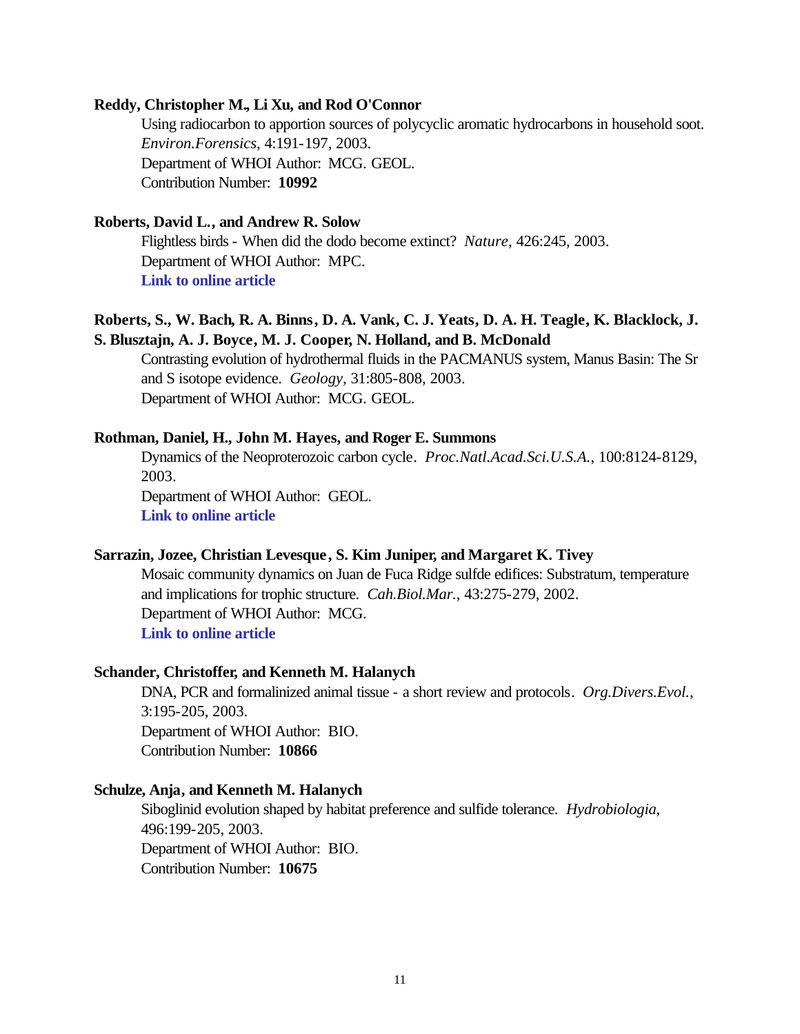**Reddy, Christopher M., Li Xu, and Rod O'Connor**

Using radiocarbon to apportion sources of polycyclic aromatic hydrocarbons in household soot. *Environ.Forensics*, 4:191-197, 2003.
Department of WHOI Author: MCG. GEOL.
Contribution Number: **10992**

**Roberts, David L., and Andrew R. Solow**

Flightless birds - When did the dodo become extinct? *Nature*, 426:245, 2003.
Department of WHOI Author: MPC.
**Link to online article**

**Roberts, S., W. Bach, R. A. Binns, D. A. Vank, C. J. Yeats, D. A. H. Teagle, K. Blacklock, J. S. Blusztajn, A. J. Boyce, M. J. Cooper, N. Holland, and B. McDonald**

Contrasting evolution of hydrothermal fluids in the PACMANUS system, Manus Basin: The Sr and S isotope evidence. *Geology*, 31:805-808, 2003.
Department of WHOI Author: MCG. GEOL.

**Rothman, Daniel, H., John M. Hayes, and Roger E. Summons**

Dynamics of the Neoproterozoic carbon cycle. *Proc.Natl.Acad.Sci.U.S.A.*, 100:8124-8129, 2003.
Department of WHOI Author: GEOL.
**Link to online article**

**Sarrazin, Jozee, Christian Levesque, S. Kim Juniper, and Margaret K. Tivey**

Mosaic community dynamics on Juan de Fuca Ridge sulfde edifices: Substratum, temperature and implications for trophic structure. *Cah.Biol.Mar.*, 43:275-279, 2002.
Department of WHOI Author: MCG.
**Link to online article**

**Schander, Christoffer, and Kenneth M. Halanych**

DNA, PCR and formalinized animal tissue - a short review and protocols. *Org.Divers.Evol.*, 3:195-205, 2003.
Department of WHOI Author: BIO.
Contribution Number: **10866**

**Schulze, Anja, and Kenneth M. Halanych**

Siboglinid evolution shaped by habitat preference and sulfide tolerance. *Hydrobiologia*, 496:199-205, 2003.
Department of WHOI Author: BIO.
Contribution Number: **10675**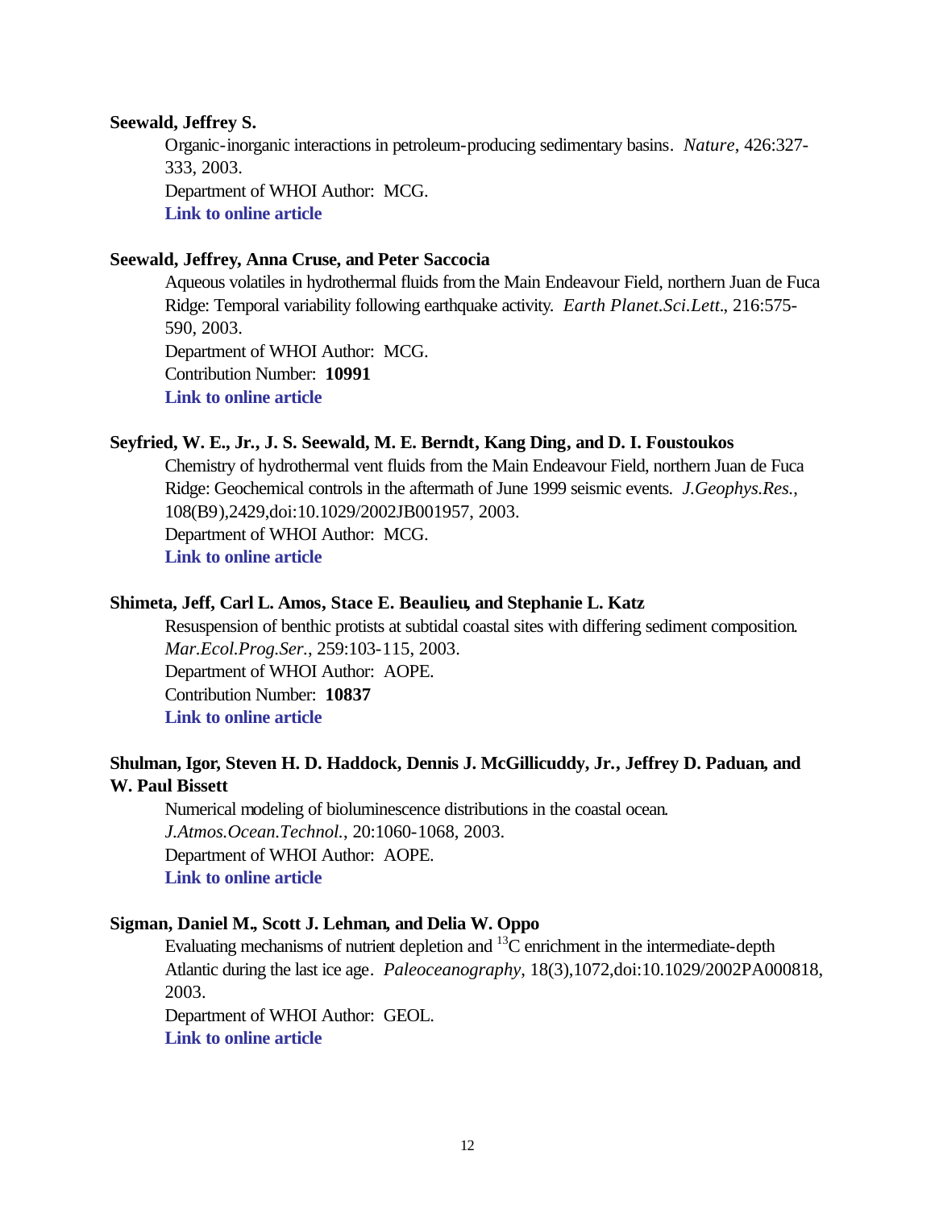**Seewald, Jeffrey S.**

Organic-inorganic interactions in petroleum-producing sedimentary basins. *Nature*, 426:327-333, 2003.
Department of WHOI Author: MCG.
**Link to online article**

**Seewald, Jeffrey, Anna Cruse, and Peter Saccocia**

Aqueous volatiles in hydrothermal fluids from the Main Endeavour Field, northern Juan de Fuca Ridge: Temporal variability following earthquake activity. *Earth Planet.Sci.Lett.*, 216:575-590, 2003.
Department of WHOI Author: MCG.
Contribution Number: **10991**
**Link to online article**

**Seyfried, W. E., Jr., J. S. Seewald, M. E. Berndt, Kang Ding, and D. I. Foustoukos**

Chemistry of hydrothermal vent fluids from the Main Endeavour Field, northern Juan de Fuca Ridge: Geochemical controls in the aftermath of June 1999 seismic events. *J.Geophys.Res.*, 108(B9),2429,doi:10.1029/2002JB001957, 2003.
Department of WHOI Author: MCG.
**Link to online article**

**Shimeta, Jeff, Carl L. Amos, Stace E. Beaulieu, and Stephanie L. Katz**

Resuspension of benthic protists at subtidal coastal sites with differing sediment composition. *Mar.Ecol.Prog.Ser.*, 259:103-115, 2003.
Department of WHOI Author: AOPE.
Contribution Number: **10837**
**Link to online article**

**Shulman, Igor, Steven H. D. Haddock, Dennis J. McGillicuddy, Jr., Jeffrey D. Paduan, and W. Paul Bissett**

Numerical modeling of bioluminescence distributions in the coastal ocean. *J.Atmos.Ocean.Technol.*, 20:1060-1068, 2003.
Department of WHOI Author: AOPE.
**Link to online article**

**Sigman, Daniel M., Scott J. Lehman, and Delia W. Oppo**

Evaluating mechanisms of nutrient depletion and $^{13}C$ enrichment in the intermediate-depth Atlantic during the last ice age. *Paleoceanography*, 18(3),1072,doi:10.1029/2002PA000818, 2003.
Department of WHOI Author: GEOL.
**Link to online article**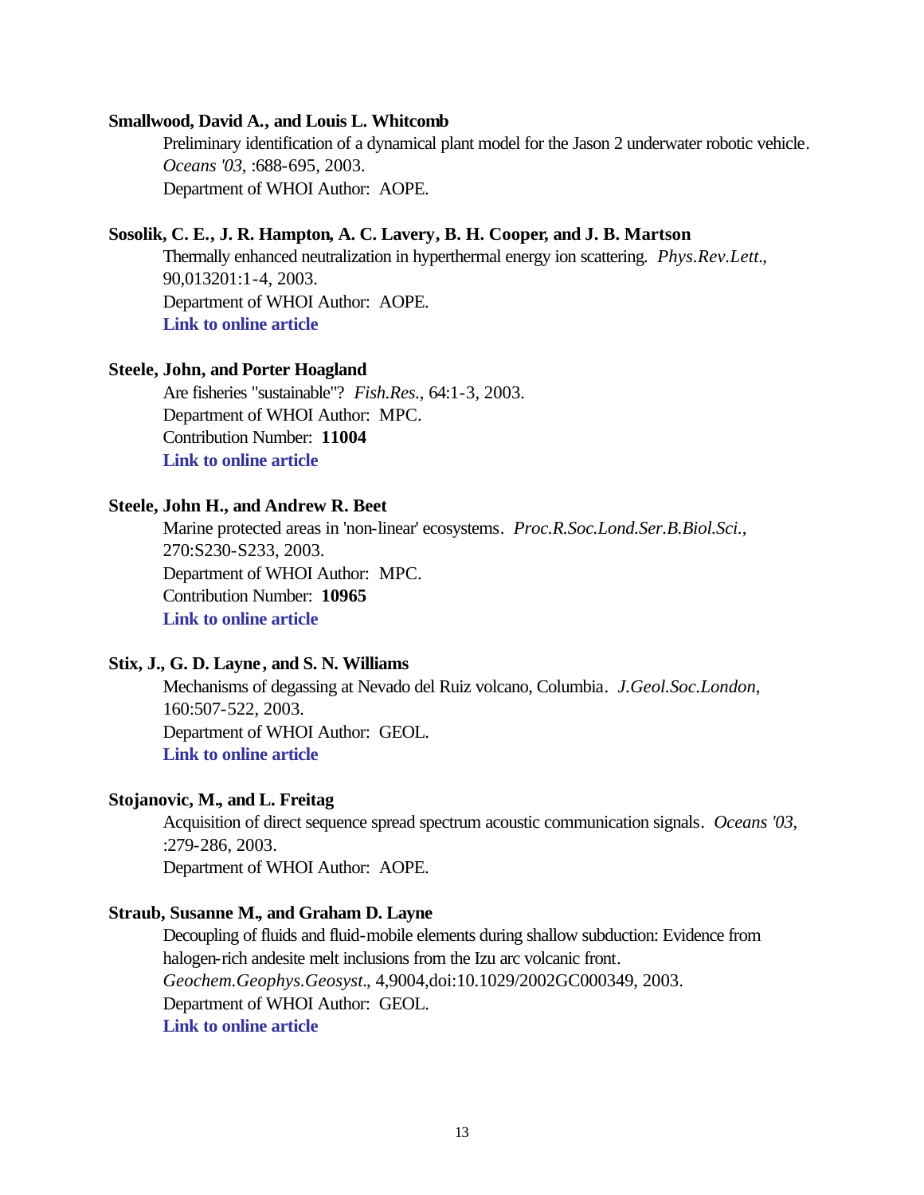**Smallwood, David A., and Louis L. Whitcomb**

Preliminary identification of a dynamical plant model for the Jason 2 underwater robotic vehicle. *Oceans '03*, :688-695, 2003.
Department of WHOI Author: AOPE.

**Sosolik, C. E., J. R. Hampton, A. C. Lavery, B. H. Cooper, and J. B. Martson**

Thermally enhanced neutralization in hyperthermal energy ion scattering. *Phys.Rev.Lett.*, 90,013201:1-4, 2003.
Department of WHOI Author: AOPE.
**Link to online article**

**Steele, John, and Porter Hoagland**

Are fisheries "sustainable"? *Fish.Res.*, 64:1-3, 2003.
Department of WHOI Author: MPC.
Contribution Number: **11004**
**Link to online article**

**Steele, John H., and Andrew R. Beet**

Marine protected areas in 'non-linear' ecosystems. *Proc.R.Soc.Lond.Ser.B.Biol.Sci.*, 270:S230-S233, 2003.
Department of WHOI Author: MPC.
Contribution Number: **10965**
**Link to online article**

**Stix, J., G. D. Layne, and S. N. Williams**

Mechanisms of degassing at Nevado del Ruiz volcano, Columbia. *J.Geol.Soc.London*, 160:507-522, 2003.
Department of WHOI Author: GEOL.
**Link to online article**

**Stojanovic, M., and L. Freitag**

Acquisition of direct sequence spread spectrum acoustic communication signals. *Oceans '03*, :279-286, 2003.
Department of WHOI Author: AOPE.

**Straub, Susanne M., and Graham D. Layne**

Decoupling of fluids and fluid-mobile elements during shallow subduction: Evidence from halogen-rich andesite melt inclusions from the Izu arc volcanic front. *Geochem.Geophys.Geosyst.*, 4,9004,doi:10.1029/2002GC000349, 2003.
Department of WHOI Author: GEOL.
**Link to online article**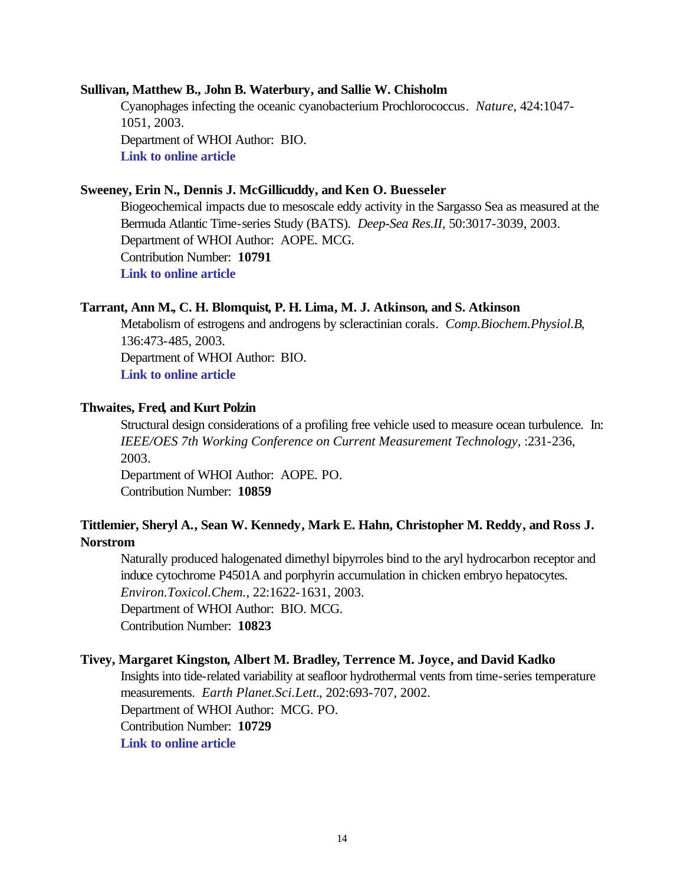**Sullivan, Matthew B., John B. Waterbury, and Sallie W. Chisholm**

Cyanophages infecting the oceanic cyanobacterium Prochlorococcus. *Nature*, 424:1047-1051, 2003.
Department of WHOI Author: BIO.
**Link to online article**

**Sweeney, Erin N., Dennis J. McGillicuddy, and Ken O. Buesseler**

Biogeochemical impacts due to mesoscale eddy activity in the Sargasso Sea as measured at the Bermuda Atlantic Time-series Study (BATS). *Deep-Sea Res.II*, 50:3017-3039, 2003.
Department of WHOI Author: AOPE. MCG.
Contribution Number: **10791**
**Link to online article**

**Tarrant, Ann M., C. H. Blomquist, P. H. Lima, M. J. Atkinson, and S. Atkinson**

Metabolism of estrogens and androgens by scleractinian corals. *Comp.Biochem.Physiol.B*, 136:473-485, 2003.
Department of WHOI Author: BIO.
**Link to online article**

**Thwaites, Fred, and Kurt Polzin**

Structural design considerations of a profiling free vehicle used to measure ocean turbulence. In: *IEEE/OES 7th Working Conference on Current Measurement Technology*, :231-236, 2003.
Department of WHOI Author: AOPE. PO.
Contribution Number: **10859**

**Tittlemier, Sheryl A., Sean W. Kennedy, Mark E. Hahn, Christopher M. Reddy, and Ross J. Norstrom**

Naturally produced halogenated dimethyl bipyrroles bind to the aryl hydrocarbon receptor and induce cytochrome P4501A and porphyrin accumulation in chicken embryo hepatocytes. *Environ.Toxicol.Chem.*, 22:1622-1631, 2003.
Department of WHOI Author: BIO. MCG.
Contribution Number: **10823**

**Tivey, Margaret Kingston, Albert M. Bradley, Terrence M. Joyce, and David Kadko**

Insights into tide-related variability at seafloor hydrothermal vents from time-series temperature measurements. *Earth Planet.Sci.Lett.*, 202:693-707, 2002.
Department of WHOI Author: MCG. PO.
Contribution Number: **10729**
**Link to online article**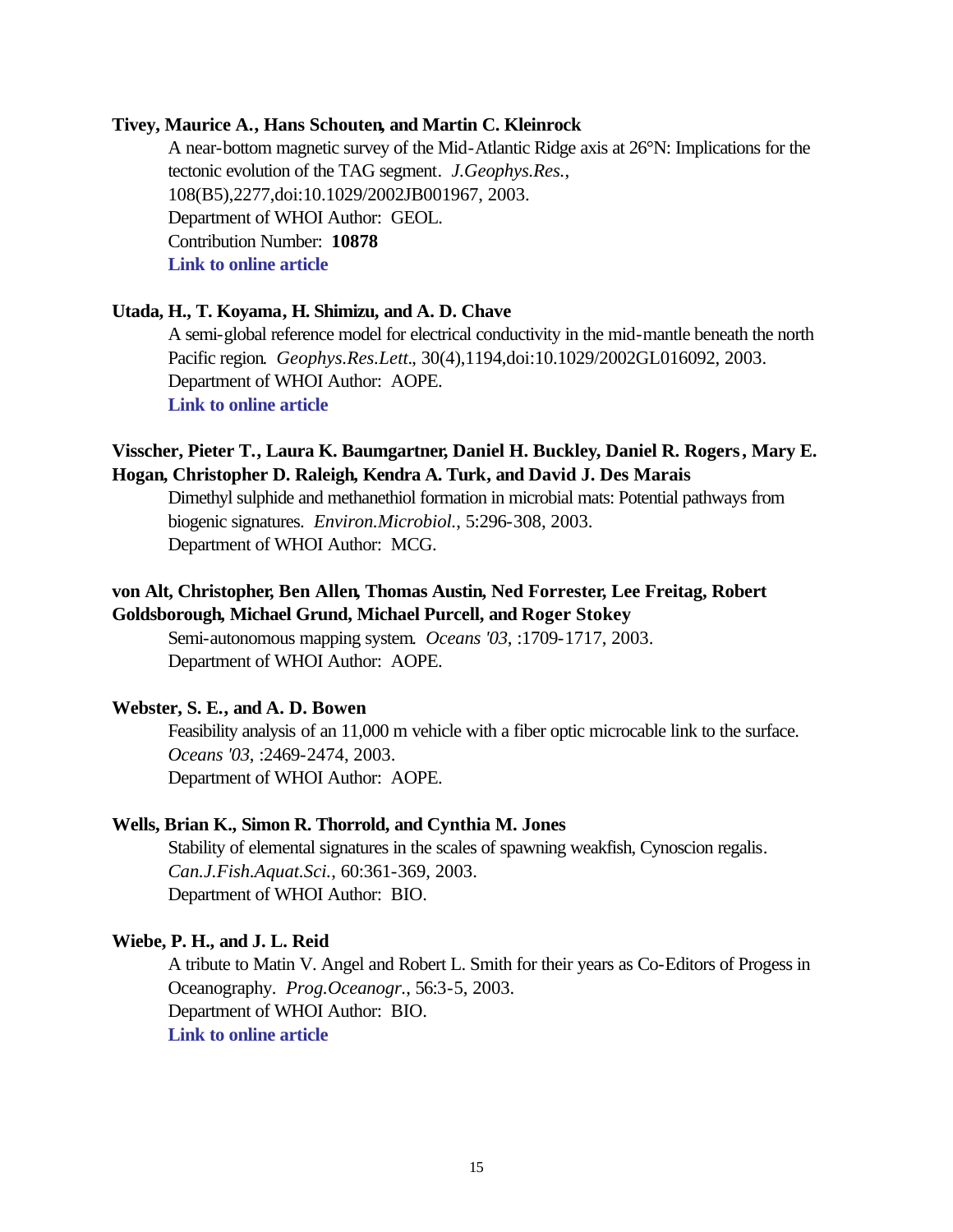**Tivey, Maurice A., Hans Schouten, and Martin C. Kleinrock**

A near-bottom magnetic survey of the Mid-Atlantic Ridge axis at 26°N: Implications for the tectonic evolution of the TAG segment. *J.Geophys.Res.*, 108(B5),2277,doi:10.1029/2002JB001967, 2003.
Department of WHOI Author: GEOL.
Contribution Number: **10878**
**Link to online article**

**Utada, H., T. Koyama, H. Shimizu, and A. D. Chave**

A semi-global reference model for electrical conductivity in the mid-mantle beneath the north Pacific region. *Geophys.Res.Lett.*, 30(4),1194,doi:10.1029/2002GL016092, 2003.
Department of WHOI Author: AOPE.
**Link to online article**

**Visscher, Pieter T., Laura K. Baumgartner, Daniel H. Buckley, Daniel R. Rogers, Mary E. Hogan, Christopher D. Raleigh, Kendra A. Turk, and David J. Des Marais**

Dimethyl sulphide and methanethiol formation in microbial mats: Potential pathways from biogenic signatures. *Environ.Microbiol.*, 5:296-308, 2003.
Department of WHOI Author: MCG.

**von Alt, Christopher, Ben Allen, Thomas Austin, Ned Forrester, Lee Freitag, Robert Goldsborough, Michael Grund, Michael Purcell, and Roger Stokey**

Semi-autonomous mapping system. *Oceans '03*, :1709-1717, 2003.
Department of WHOI Author: AOPE.

**Webster, S. E., and A. D. Bowen**

Feasibility analysis of an 11,000 m vehicle with a fiber optic microcable link to the surface. *Oceans '03*, :2469-2474, 2003.
Department of WHOI Author: AOPE.

**Wells, Brian K., Simon R. Thorrold, and Cynthia M. Jones**

Stability of elemental signatures in the scales of spawning weakfish, Cynoscion regalis. *Can.J.Fish.Aquat.Sci.*, 60:361-369, 2003.
Department of WHOI Author: BIO.

**Wiebe, P. H., and J. L. Reid**

A tribute to Matin V. Angel and Robert L. Smith for their years as Co-Editors of Progess in Oceanography. *Prog.Oceanogr.*, 56:3-5, 2003.
Department of WHOI Author: BIO.
**Link to online article**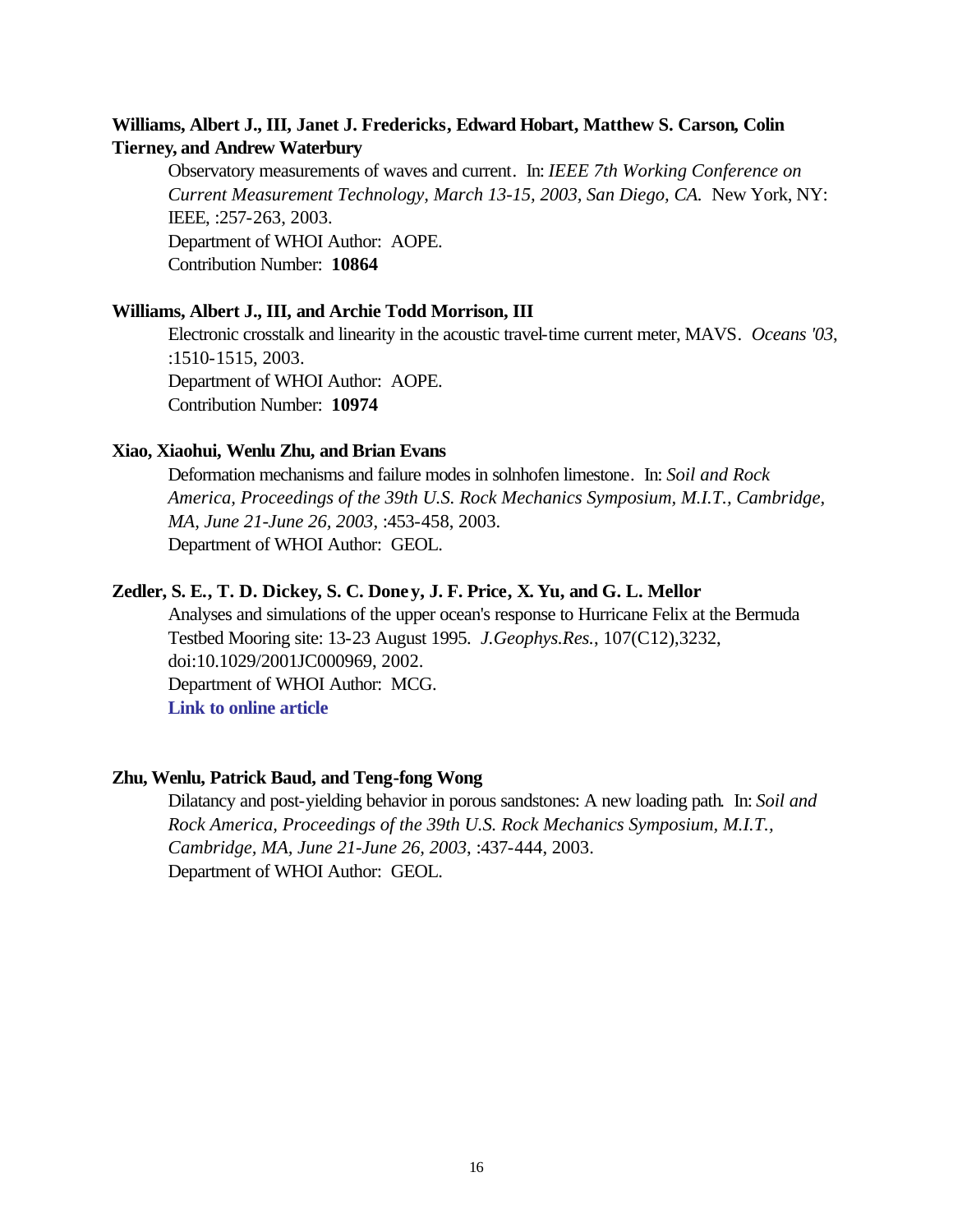**Williams, Albert J., III, Janet J. Fredericks, Edward Hobart, Matthew S. Carson, Colin Tierney, and Andrew Waterbury**

Observatory measurements of waves and current. In: *IEEE 7th Working Conference on Current Measurement Technology, March 13-15, 2003, San Diego, CA.* New York, NY: IEEE, :257-263, 2003.
Department of WHOI Author: AOPE.
Contribution Number: **10864**

**Williams, Albert J., III, and Archie Todd Morrison, III**

Electronic crosstalk and linearity in the acoustic travel-time current meter, MAVS. *Oceans '03*, :1510-1515, 2003.
Department of WHOI Author: AOPE.
Contribution Number: **10974**

**Xiao, Xiaohui, Wenlu Zhu, and Brian Evans**

Deformation mechanisms and failure modes in solnhofen limestone. In: *Soil and Rock America, Proceedings of the 39th U.S. Rock Mechanics Symposium, M.I.T., Cambridge, MA, June 21-June 26, 2003*, :453-458, 2003.
Department of WHOI Author: GEOL.

**Zedler, S. E., T. D. Dickey, S. C. Doney, J. F. Price, X. Yu, and G. L. Mellor**

Analyses and simulations of the upper ocean's response to Hurricane Felix at the Bermuda Testbed Mooring site: 13-23 August 1995. *J.Geophys.Res.*, 107(C12),3232, doi:10.1029/2001JC000969, 2002.
Department of WHOI Author: MCG.
**Link to online article**

**Zhu, Wenlu, Patrick Baud, and Teng-fong Wong**

Dilatancy and post-yielding behavior in porous sandstones: A new loading path. In: *Soil and Rock America, Proceedings of the 39th U.S. Rock Mechanics Symposium, M.I.T., Cambridge, MA, June 21-June 26, 2003*, :437-444, 2003.
Department of WHOI Author: GEOL.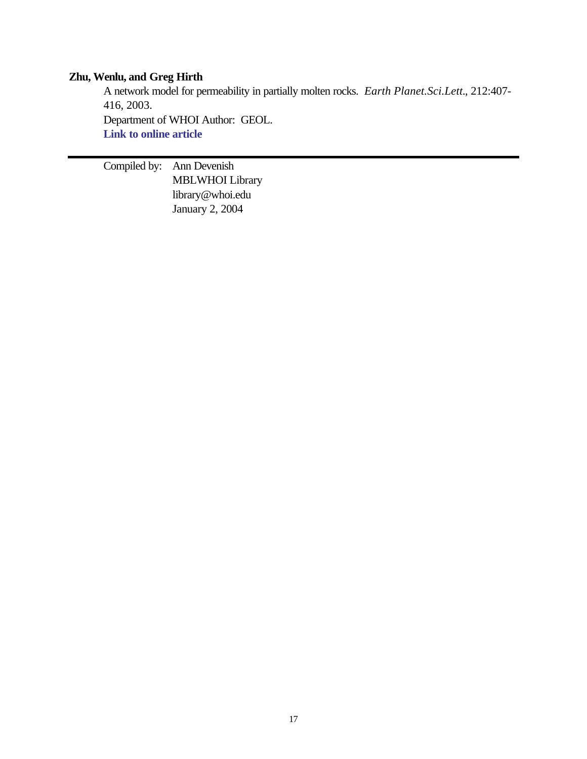**Zhu, Wenlu, and Greg Hirth**

A network model for permeability in partially molten rocks. *Earth Planet.Sci.Lett.*, 212:407-416, 2003.

Department of WHOI Author: GEOL.

**Link to online article**

---

Compiled by: Ann Devenish
MBLWHOI Library
library@whoi.edu
January 2, 2004